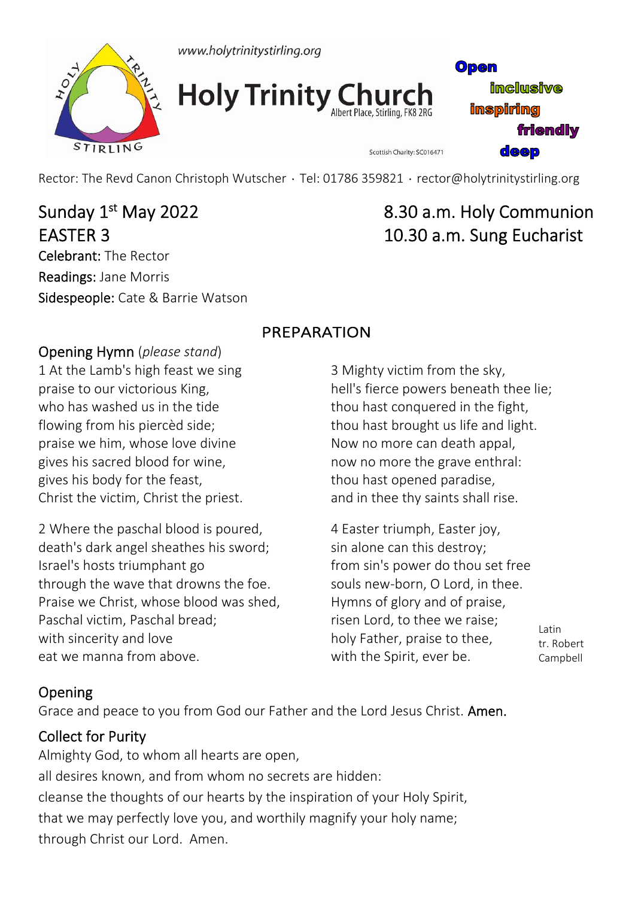www.holytrinitystirling.org

# Holy Trinity Church

Albert Place, Stirling, FK8 2RG

Scottish Charity: SC016471

**Open**
**inclusive**
**inspiring**
**friendly**
**deep**

Rector: The Revd Canon Christoph Wutscher · Tel: 01786 359821 · rector@holytrinitystirling.org

## Sunday 1st May 2022
## EASTER 3

## 8.30 a.m. Holy Communion
## 10.30 a.m. Sung Eucharist

Celebrant: The Rector
Readings: Jane Morris
Sidespeople: Cate & Barrie Watson

## PREPARATION

### Opening Hymn (*please stand*)

1 At the Lamb's high feast we sing
praise to our victorious King,
who has washed us in the tide
flowing from his piercèd side;
praise we him, whose love divine
gives his sacred blood for wine,
gives his body for the feast,
Christ the victim, Christ the priest.

2 Where the paschal blood is poured,
death's dark angel sheathes his sword;
Israel's hosts triumphant go
through the wave that drowns the foe.
Praise we Christ, whose blood was shed,
Paschal victim, Paschal bread;
with sincerity and love
eat we manna from above.

3 Mighty victim from the sky,
hell's fierce powers beneath thee lie;
thou hast conquered in the fight,
thou hast brought us life and light.
Now no more can death appal,
now no more the grave enthral:
thou hast opened paradise,
and in thee thy saints shall rise.

4 Easter triumph, Easter joy,
sin alone can this destroy;
from sin's power do thou set free
souls new-born, O Lord, in thee.
Hymns of glory and of praise,
risen Lord, to thee we raise;
holy Father, praise to thee,
with the Spirit, ever be.

Latin
tr. Robert Campbell

### Opening

Grace and peace to you from God our Father and the Lord Jesus Christ. **Amen.**

### Collect for Purity

Almighty God, to whom all hearts are open,
all desires known, and from whom no secrets are hidden:
cleanse the thoughts of our hearts by the inspiration of your Holy Spirit,
that we may perfectly love you, and worthily magnify your holy name;
through Christ our Lord. Amen.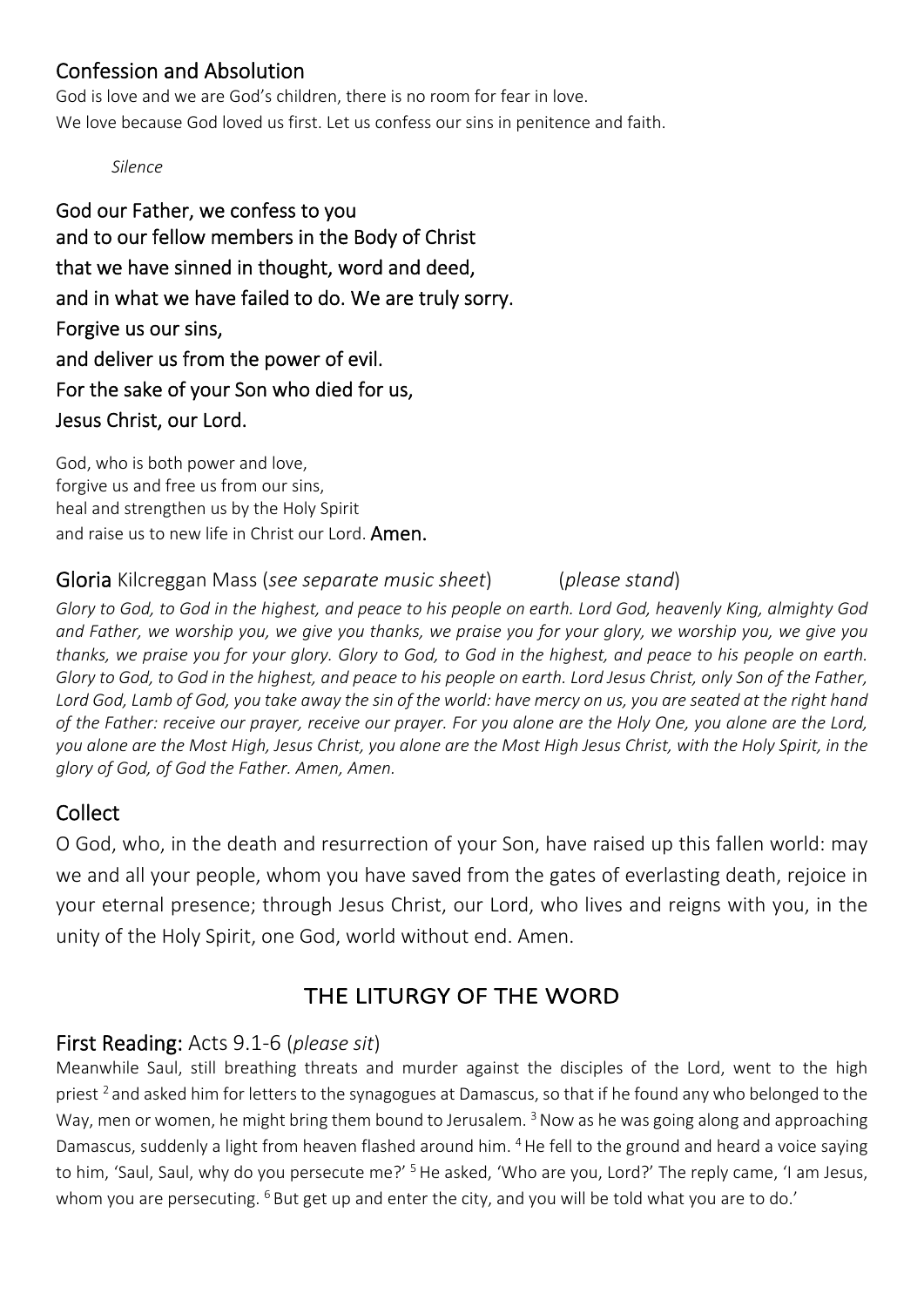## Confession and Absolution

God is love and we are God's children, there is no room for fear in love.
We love because God loved us first. Let us confess our sins in penitence and faith.

*Silence*

**God our Father, we confess to you**
**and to our fellow members in the Body of Christ**
**that we have sinned in thought, word and deed,**
**and in what we have failed to do. We are truly sorry.**
**Forgive us our sins,**
**and deliver us from the power of evil.**
**For the sake of your Son who died for us,**
**Jesus Christ, our Lord.**

God, who is both power and love,
forgive us and free us from our sins,
heal and strengthen us by the Holy Spirit
and raise us to new life in Christ our Lord. **Amen.**

## Gloria Kilcreggan Mass (*see separate music sheet*) (*please stand*)

*Glory to God, to God in the highest, and peace to his people on earth. Lord God, heavenly King, almighty God and Father, we worship you, we give you thanks, we praise you for your glory, we worship you, we give you thanks, we praise you for your glory. Glory to God, to God in the highest, and peace to his people on earth. Glory to God, to God in the highest, and peace to his people on earth. Lord Jesus Christ, only Son of the Father, Lord God, Lamb of God, you take away the sin of the world: have mercy on us, you are seated at the right hand of the Father: receive our prayer, receive our prayer. For you alone are the Holy One, you alone are the Lord, you alone are the Most High, Jesus Christ, you alone are the Most High Jesus Christ, with the Holy Spirit, in the glory of God, of God the Father. Amen, Amen.*

## Collect

O God, who, in the death and resurrection of your Son, have raised up this fallen world: may we and all your people, whom you have saved from the gates of everlasting death, rejoice in your eternal presence; through Jesus Christ, our Lord, who lives and reigns with you, in the unity of the Holy Spirit, one God, world without end. Amen.

# THE LITURGY OF THE WORD

## First Reading: Acts 9.1-6 (*please sit*)

Meanwhile Saul, still breathing threats and murder against the disciples of the Lord, went to the high priest [2] and asked him for letters to the synagogues at Damascus, so that if he found any who belonged to the Way, men or women, he might bring them bound to Jerusalem. [3] Now as he was going along and approaching Damascus, suddenly a light from heaven flashed around him. [4] He fell to the ground and heard a voice saying to him, 'Saul, Saul, why do you persecute me?' [5] He asked, 'Who are you, Lord?' The reply came, 'I am Jesus, whom you are persecuting. [6] But get up and enter the city, and you will be told what you are to do.'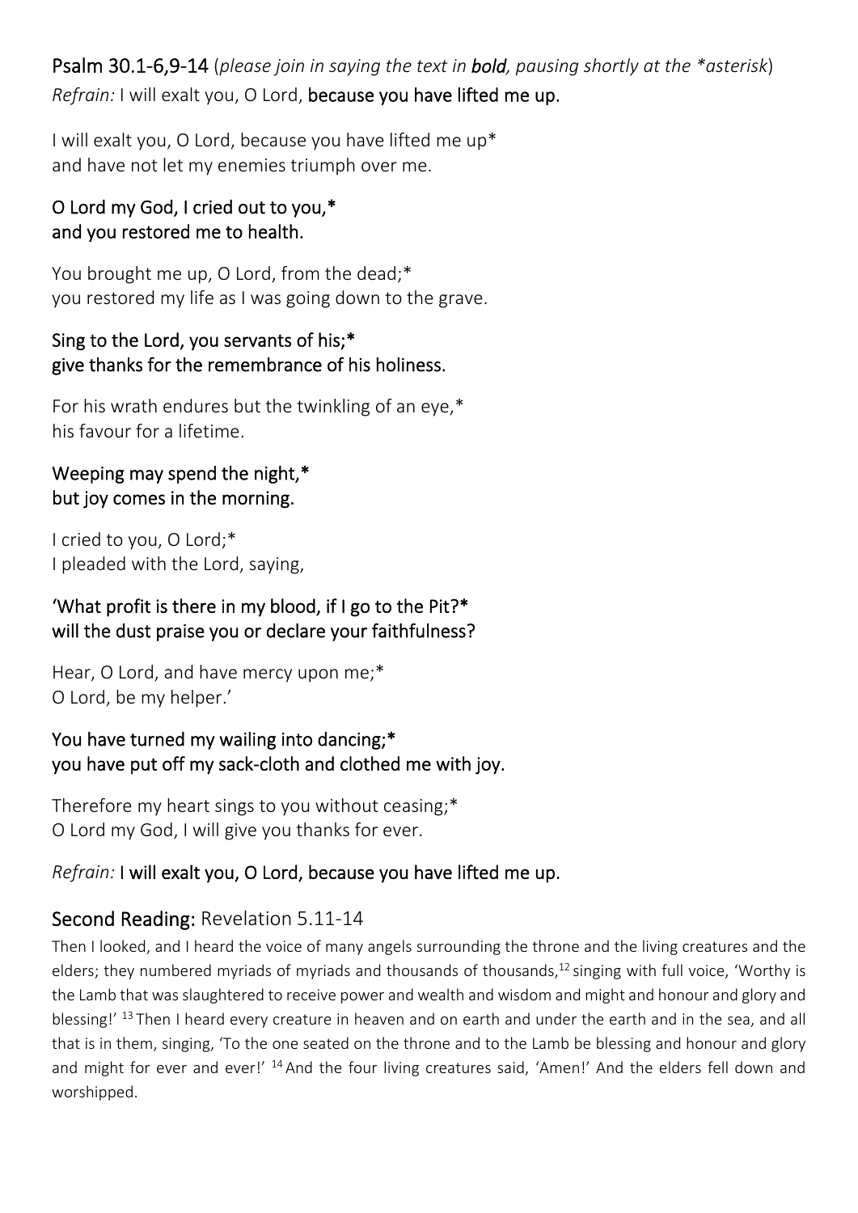## Psalm 30.1-6,9-14 (*please join in saying the text in **bold**, pausing shortly at the *asterisk*)

*Refrain:* I will exalt you, O Lord, **because you have lifted me up.**

I will exalt you, O Lord, because you have lifted me up*
and have not let my enemies triumph over me.

**O Lord my God, I cried out to you,***
**and you restored me to health.**

You brought me up, O Lord, from the dead;*
you restored my life as I was going down to the grave.

**Sing to the Lord, you servants of his;***
**give thanks for the remembrance of his holiness.**

For his wrath endures but the twinkling of an eye,*
his favour for a lifetime.

**Weeping may spend the night,***
**but joy comes in the morning.**

I cried to you, O Lord;*
I pleaded with the Lord, saying,

**'What profit is there in my blood, if I go to the Pit?***
**will the dust praise you or declare your faithfulness?**

Hear, O Lord, and have mercy upon me;*
O Lord, be my helper.'

**You have turned my wailing into dancing;***
**you have put off my sack-cloth and clothed me with joy.**

Therefore my heart sings to you without ceasing;*
O Lord my God, I will give you thanks for ever.

*Refrain:* **I will exalt you, O Lord, because you have lifted me up.**

## Second Reading: Revelation 5.11-14

Then I looked, and I heard the voice of many angels surrounding the throne and the living creatures and the elders; they numbered myriads of myriads and thousands of thousands,[12] singing with full voice, 'Worthy is the Lamb that was slaughtered to receive power and wealth and wisdom and might and honour and glory and blessing!' [13] Then I heard every creature in heaven and on earth and under the earth and in the sea, and all that is in them, singing, 'To the one seated on the throne and to the Lamb be blessing and honour and glory and might for ever and ever!' [14] And the four living creatures said, 'Amen!' And the elders fell down and worshipped.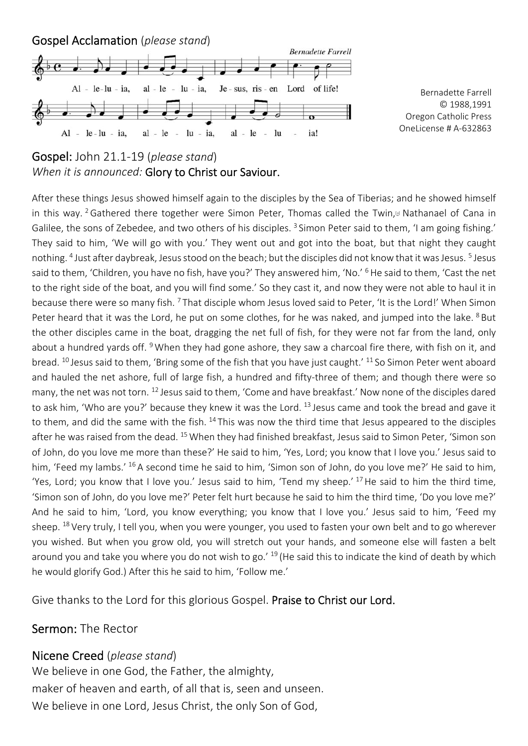## Gospel Acclamation (*please stand*)

Bernadette Farrell

Al - le-lu - ia, al - le - lu - ia, Je - sus, ris - en Lord of life!

Al - le-lu - ia, al - le - lu - ia, al - le - lu - ia!

Bernadette Farrell
© 1988,1991
Oregon Catholic Press
OneLicense # A-632863

## Gospel: John 21.1-19 (*please stand*)

*When it is announced:* Glory to Christ our Saviour.

After these things Jesus showed himself again to the disciples by the Sea of Tiberias; and he showed himself in this way. [2] Gathered there together were Simon Peter, Thomas called the Twin,[a] Nathanael of Cana in Galilee, the sons of Zebedee, and two others of his disciples. [3] Simon Peter said to them, 'I am going fishing.' They said to him, 'We will go with you.' They went out and got into the boat, but that night they caught nothing. [4] Just after daybreak, Jesus stood on the beach; but the disciples did not know that it was Jesus. [5] Jesus said to them, 'Children, you have no fish, have you?' They answered him, 'No.' [6] He said to them, 'Cast the net to the right side of the boat, and you will find some.' So they cast it, and now they were not able to haul it in because there were so many fish. [7] That disciple whom Jesus loved said to Peter, 'It is the Lord!' When Simon Peter heard that it was the Lord, he put on some clothes, for he was naked, and jumped into the lake. [8] But the other disciples came in the boat, dragging the net full of fish, for they were not far from the land, only about a hundred yards off. [9] When they had gone ashore, they saw a charcoal fire there, with fish on it, and bread. [10] Jesus said to them, 'Bring some of the fish that you have just caught.' [11] So Simon Peter went aboard and hauled the net ashore, full of large fish, a hundred and fifty-three of them; and though there were so many, the net was not torn. [12] Jesus said to them, 'Come and have breakfast.' Now none of the disciples dared to ask him, 'Who are you?' because they knew it was the Lord. [13] Jesus came and took the bread and gave it to them, and did the same with the fish. [14] This was now the third time that Jesus appeared to the disciples after he was raised from the dead. [15] When they had finished breakfast, Jesus said to Simon Peter, 'Simon son of John, do you love me more than these?' He said to him, 'Yes, Lord; you know that I love you.' Jesus said to him, 'Feed my lambs.' [16] A second time he said to him, 'Simon son of John, do you love me?' He said to him, 'Yes, Lord; you know that I love you.' Jesus said to him, 'Tend my sheep.' [17] He said to him the third time, 'Simon son of John, do you love me?' Peter felt hurt because he said to him the third time, 'Do you love me?' And he said to him, 'Lord, you know everything; you know that I love you.' Jesus said to him, 'Feed my sheep. [18] Very truly, I tell you, when you were younger, you used to fasten your own belt and to go wherever you wished. But when you grow old, you will stretch out your hands, and someone else will fasten a belt around you and take you where you do not wish to go.' [19] (He said this to indicate the kind of death by which he would glorify God.) After this he said to him, 'Follow me.'

Give thanks to the Lord for this glorious Gospel. Praise to Christ our Lord.

## Sermon: The Rector

## Nicene Creed (*please stand*)

We believe in one God, the Father, the almighty,
maker of heaven and earth, of all that is, seen and unseen.
We believe in one Lord, Jesus Christ, the only Son of God,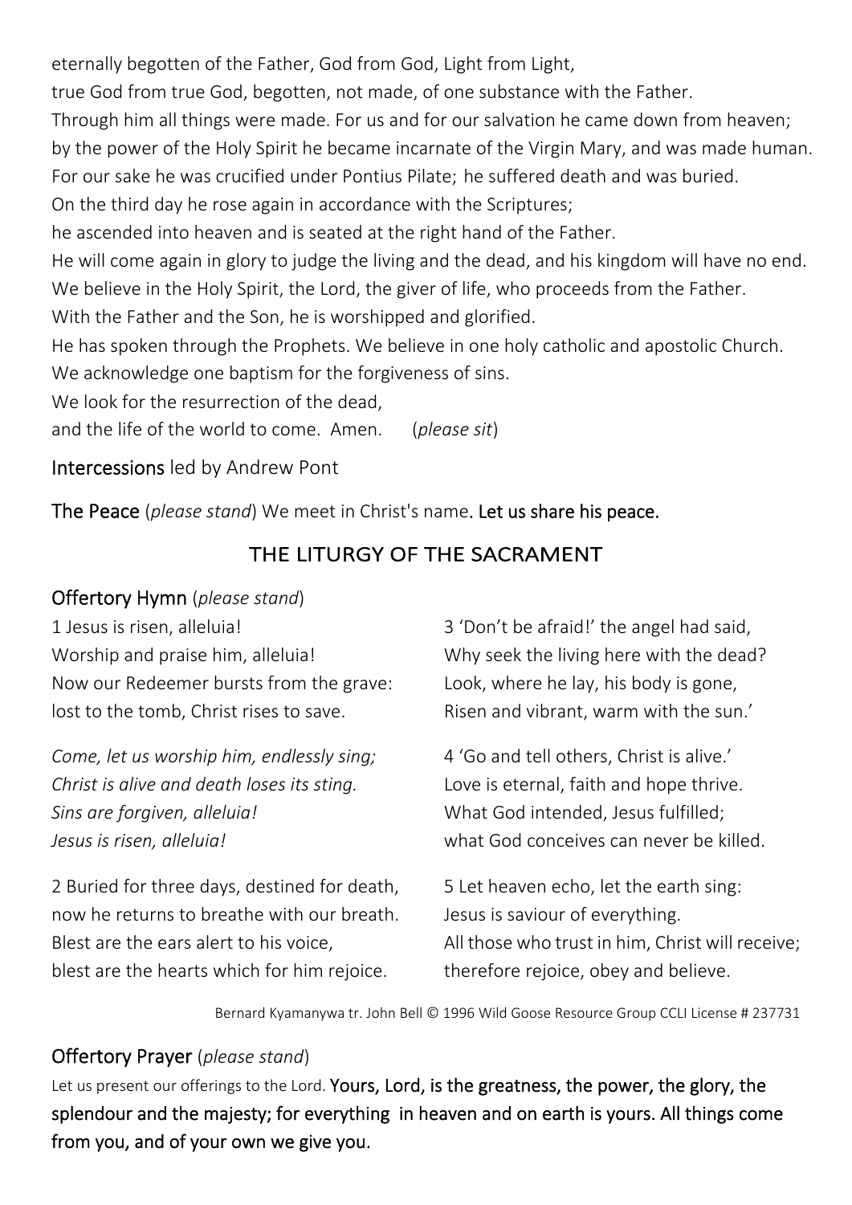eternally begotten of the Father, God from God, Light from Light,
true God from true God, begotten, not made, of one substance with the Father.
Through him all things were made. For us and for our salvation he came down from heaven;
by the power of the Holy Spirit he became incarnate of the Virgin Mary, and was made human.
For our sake he was crucified under Pontius Pilate; he suffered death and was buried.
On the third day he rose again in accordance with the Scriptures;
he ascended into heaven and is seated at the right hand of the Father.
He will come again in glory to judge the living and the dead, and his kingdom will have no end.
We believe in the Holy Spirit, the Lord, the giver of life, who proceeds from the Father.
With the Father and the Son, he is worshipped and glorified.
He has spoken through the Prophets. We believe in one holy catholic and apostolic Church.
We acknowledge one baptism for the forgiveness of sins.
We look for the resurrection of the dead,
and the life of the world to come. Amen. (*please sit*)

**Intercessions** led by Andrew Pont

**The Peace** (*please stand*) We meet in Christ's name. **Let us share his peace.**

## THE LITURGY OF THE SACRAMENT

**Offertory Hymn** (*please stand*)

1 Jesus is risen, alleluia!
Worship and praise him, alleluia!
Now our Redeemer bursts from the grave:
lost to the tomb, Christ rises to save.

*Come, let us worship him, endlessly sing;*
*Christ is alive and death loses its sting.*
*Sins are forgiven, alleluia!*
*Jesus is risen, alleluia!*

2 Buried for three days, destined for death,
now he returns to breathe with our breath.
Blest are the ears alert to his voice,
blest are the hearts which for him rejoice.

3 'Don't be afraid!' the angel had said,
Why seek the living here with the dead?
Look, where he lay, his body is gone,
Risen and vibrant, warm with the sun.'

4 'Go and tell others, Christ is alive.'
Love is eternal, faith and hope thrive.
What God intended, Jesus fulfilled;
what God conceives can never be killed.

5 Let heaven echo, let the earth sing:
Jesus is saviour of everything.
All those who trust in him, Christ will receive;
therefore rejoice, obey and believe.

Bernard Kyamanywa tr. John Bell © 1996 Wild Goose Resource Group CCLI License # 237731

**Offertory Prayer** (*please stand*)

Let us present our offerings to the Lord. **Yours, Lord, is the greatness, the power, the glory, the splendour and the majesty; for everything in heaven and on earth is yours. All things come from you, and of your own we give you.**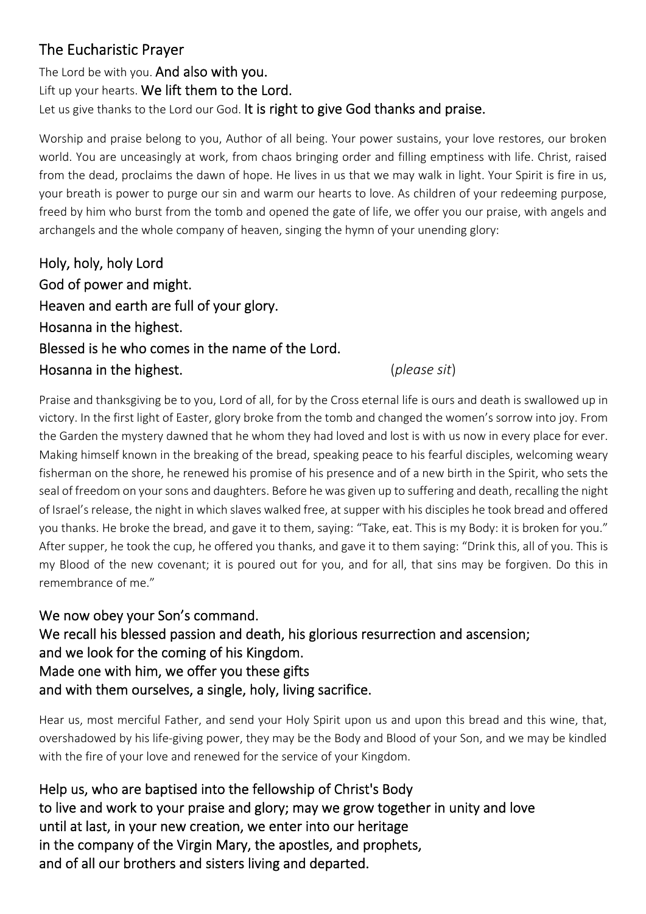## The Eucharistic Prayer

The Lord be with you. **And also with you.**
Lift up your hearts. **We lift them to the Lord.**
Let us give thanks to the Lord our God. **It is right to give God thanks and praise.**

Worship and praise belong to you, Author of all being. Your power sustains, your love restores, our broken world. You are unceasingly at work, from chaos bringing order and filling emptiness with life. Christ, raised from the dead, proclaims the dawn of hope. He lives in us that we may walk in light. Your Spirit is fire in us, your breath is power to purge our sin and warm our hearts to love. As children of your redeeming purpose, freed by him who burst from the tomb and opened the gate of life, we offer you our praise, with angels and archangels and the whole company of heaven, singing the hymn of your unending glory:

**Holy, holy, holy Lord**
**God of power and might.**
**Heaven and earth are full of your glory.**
**Hosanna in the highest.**
**Blessed is he who comes in the name of the Lord.**
**Hosanna in the highest.** (*please sit*)

Praise and thanksgiving be to you, Lord of all, for by the Cross eternal life is ours and death is swallowed up in victory. In the first light of Easter, glory broke from the tomb and changed the women's sorrow into joy. From the Garden the mystery dawned that he whom they had loved and lost is with us now in every place for ever. Making himself known in the breaking of the bread, speaking peace to his fearful disciples, welcoming weary fisherman on the shore, he renewed his promise of his presence and of a new birth in the Spirit, who sets the seal of freedom on your sons and daughters. Before he was given up to suffering and death, recalling the night of Israel's release, the night in which slaves walked free, at supper with his disciples he took bread and offered you thanks. He broke the bread, and gave it to them, saying: "Take, eat. This is my Body: it is broken for you." After supper, he took the cup, he offered you thanks, and gave it to them saying: "Drink this, all of you. This is my Blood of the new covenant; it is poured out for you, and for all, that sins may be forgiven. Do this in remembrance of me."

**We now obey your Son's command.**
**We recall his blessed passion and death, his glorious resurrection and ascension;**
**and we look for the coming of his Kingdom.**
**Made one with him, we offer you these gifts**
**and with them ourselves, a single, holy, living sacrifice.**

Hear us, most merciful Father, and send your Holy Spirit upon us and upon this bread and this wine, that, overshadowed by his life-giving power, they may be the Body and Blood of your Son, and we may be kindled with the fire of your love and renewed for the service of your Kingdom.

**Help us, who are baptised into the fellowship of Christ's Body**
**to live and work to your praise and glory; may we grow together in unity and love**
**until at last, in your new creation, we enter into our heritage**
**in the company of the Virgin Mary, the apostles, and prophets,**
**and of all our brothers and sisters living and departed.**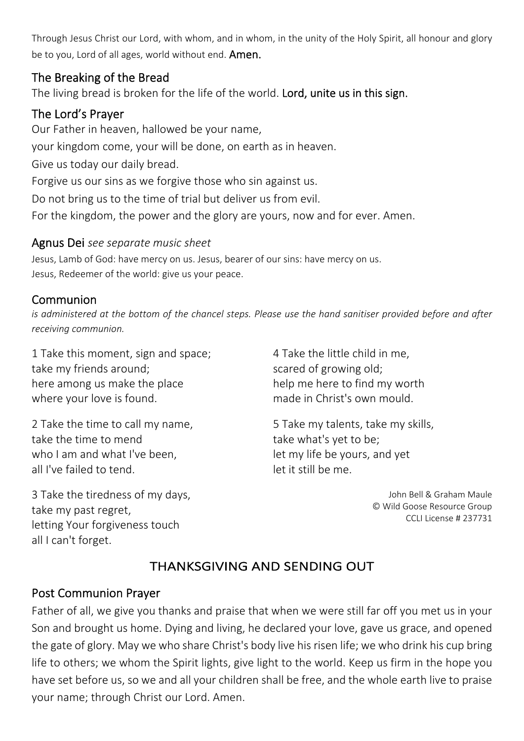Through Jesus Christ our Lord, with whom, and in whom, in the unity of the Holy Spirit, all honour and glory be to you, Lord of all ages, world without end. **Amen.**

## The Breaking of the Bread

The living bread is broken for the life of the world. **Lord, unite us in this sign.**

## The Lord's Prayer

Our Father in heaven, hallowed be your name,
your kingdom come, your will be done, on earth as in heaven.
Give us today our daily bread.
Forgive us our sins as we forgive those who sin against us.
Do not bring us to the time of trial but deliver us from evil.
For the kingdom, the power and the glory are yours, now and for ever. Amen.

## Agnus Dei *see separate music sheet*

Jesus, Lamb of God: have mercy on us. Jesus, bearer of our sins: have mercy on us.
Jesus, Redeemer of the world: give us your peace.

## Communion

*is administered at the bottom of the chancel steps. Please use the hand sanitiser provided before and after receiving communion.*

1 Take this moment, sign and space;
take my friends around;
here among us make the place
where your love is found.

2 Take the time to call my name,
take the time to mend
who I am and what I've been,
all I've failed to tend.

3 Take the tiredness of my days,
take my past regret,
letting Your forgiveness touch
all I can't forget.

4 Take the little child in me,
scared of growing old;
help me here to find my worth
made in Christ's own mould.

5 Take my talents, take my skills,
take what's yet to be;
let my life be yours, and yet
let it still be me.

John Bell & Graham Maule
© Wild Goose Resource Group
CCLI License # 237731

# THANKSGIVING AND SENDING OUT

## Post Communion Prayer

Father of all, we give you thanks and praise that when we were still far off you met us in your Son and brought us home. Dying and living, he declared your love, gave us grace, and opened the gate of glory. May we who share Christ's body live his risen life; we who drink his cup bring life to others; we whom the Spirit lights, give light to the world. Keep us firm in the hope you have set before us, so we and all your children shall be free, and the whole earth live to praise your name; through Christ our Lord. Amen.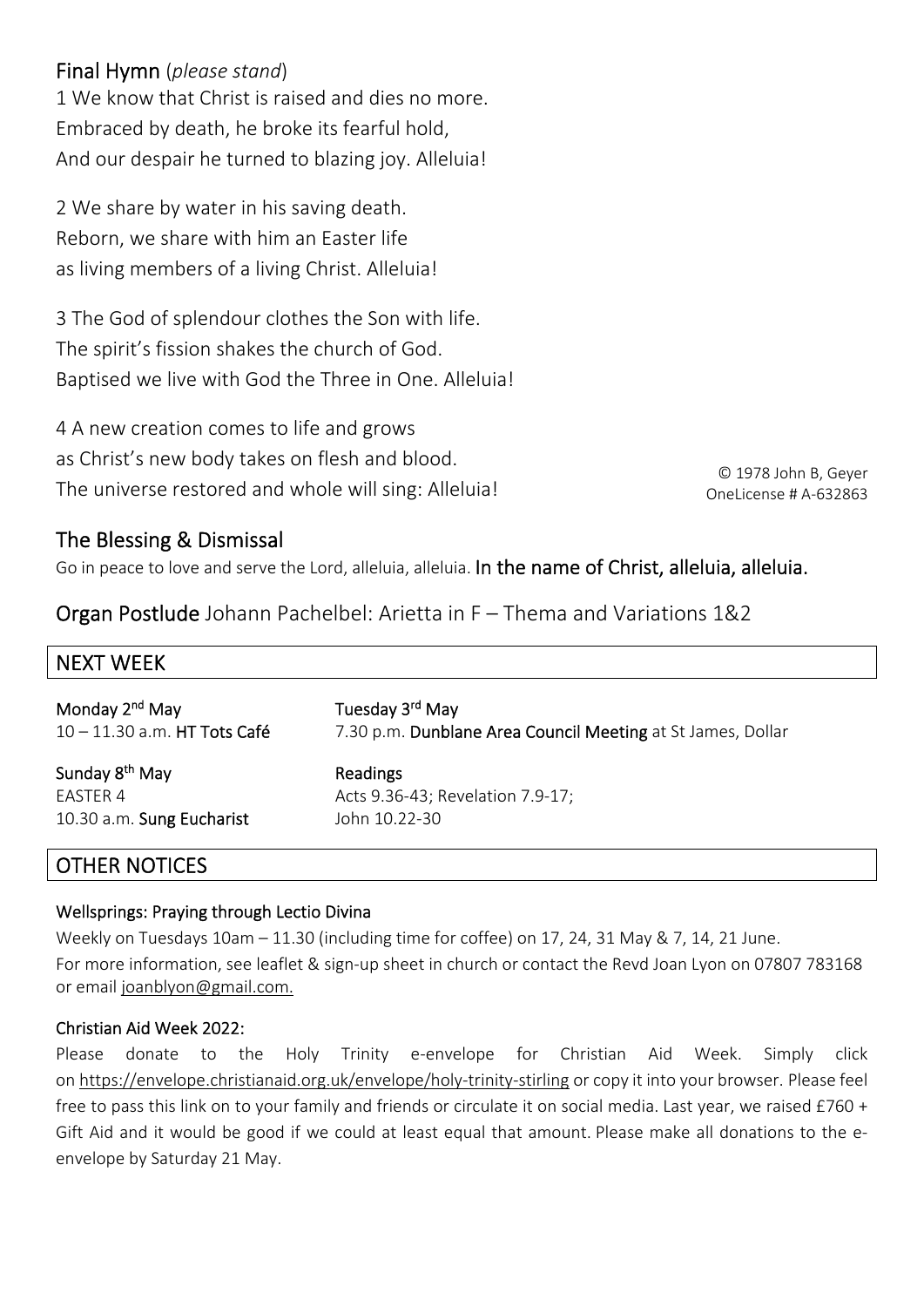## Final Hymn (*please stand*)

1 We know that Christ is raised and dies no more.
Embraced by death, he broke its fearful hold,
And our despair he turned to blazing joy. Alleluia!

2 We share by water in his saving death.
Reborn, we share with him an Easter life
as living members of a living Christ. Alleluia!

3 The God of splendour clothes the Son with life.
The spirit's fission shakes the church of God.
Baptised we live with God the Three in One. Alleluia!

4 A new creation comes to life and grows
as Christ's new body takes on flesh and blood.
The universe restored and whole will sing: Alleluia!

© 1978 John B, Geyer
OneLicense # A-632863

## The Blessing & Dismissal

Go in peace to love and serve the Lord, alleluia, alleluia. **In the name of Christ, alleluia, alleluia.**

## Organ Postlude Johann Pachelbel: Arietta in F – Thema and Variations 1&2

## NEXT WEEK

| | |
|---|---|
| **Monday 2nd May**<br>10 – 11.30 a.m. **HT Tots Café** | **Tuesday 3rd May**<br>7.30 p.m. **Dunblane Area Council Meeting** at St James, Dollar |
| **Sunday 8th May**<br>EASTER 4<br>10.30 a.m. **Sung Eucharist** | **Readings**<br>Acts 9.36-43; Revelation 7.9-17;<br>John 10.22-30 |

## OTHER NOTICES

**Wellsprings: Praying through Lectio Divina**

Weekly on Tuesdays 10am – 11.30 (including time for coffee) on 17, 24, 31 May & 7, 14, 21 June.
For more information, see leaflet & sign-up sheet in church or contact the Revd Joan Lyon on 07807 783168 or email joanblyon@gmail.com.

**Christian Aid Week 2022:**

Please donate to the Holy Trinity e-envelope for Christian Aid Week. Simply click on https://envelope.christianaid.org.uk/envelope/holy-trinity-stirling or copy it into your browser. Please feel free to pass this link on to your family and friends or circulate it on social media. Last year, we raised £760 + Gift Aid and it would be good if we could at least equal that amount. Please make all donations to the e-envelope by Saturday 21 May.